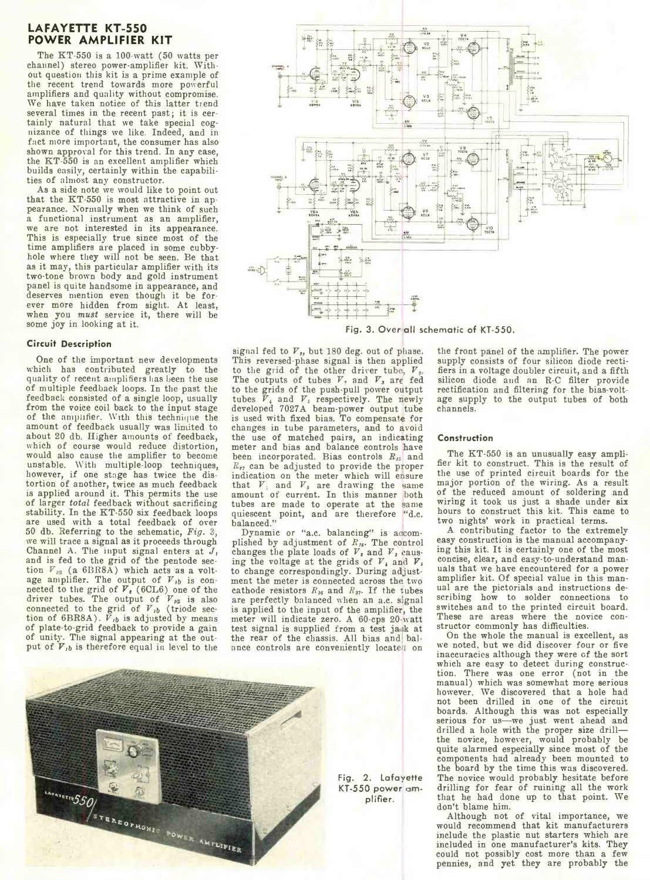## LAFAYETTE KT-550 POWER AMPLIFIER KIT

The KT-550 is a 100-watt (50 watts per channel) stereo power-amplifier kit. Without question this kit is a prime example of the recent trend towards more powerful amplifiers and quality without compromise. We have taken notice of this latter trend several times in the recent past; it is certainly natural that we take special cognizance of things we like. Indeed, and in fact more important, the consumer has also shown approval for this trend. In any case, the KT-550 is an excellent amplifier which builds easily, certainly within the capabilities of almost any constructor.

As a side note we would like to point out that the KT-550 is most attractive in appearance. Normally when we think of such a functional instrument as an amplifier, we are not interested in its appearance. This is especially true since most of the time amplifiers are placed in some cubbyhole where they will not be seen. Be that as it may, this particular amplifier with its two-tone brown body and gold instrument panel is quite handsome in appearance, and deserves mention even though it be forever more hidden from sight. At least, when you *must* service it, there will be some joy in looking at it.

### Circuit Description

One of the important new developments which has contributed greatly to the quality of recent amplifiers has been the use of multiple feedback loops. In the past the feedback consisted of a single loop, usually from the voice coil back to the input stage of the amplifier. With this technique the amount of feedback usually was limited to about 20 db. Higher amounts of feedback, which of course would reduce distortion, would also cause the amplifier to become unstable. With multiple-loop techniques, however, if one stage has twice the distortion of another, twice as much feedback is applied around it. This permits the use of larger *total* feedback without sacrificing stability. In the KT-550 six feedback loops are used with a total feedback of over 50 db. Referring to the schematic, *Fig. 3*, we will trace a signal as it proceeds through Channel A. The input signal enters at $J_1$ and is fed to the grid of the pentode section $V_{1a}$ (a 6BR8A) which acts as a voltage amplifier. The output of $V_{1b}$ is connected to the grid of $V_2$ (6CL6) one of the driver tubes. The output of $V_{1a}$ is also connected to the grid of $V_{1b}$ (triode section of 6BR8A). $V_{1b}$ is adjusted by means of plate-to-grid feedback to provide a gain of unity. The signal appearing at the output of $V_{1b}$ is therefore equal in level to the signal fed to $V_2$, but 180 deg. out of phase. This reversed-phase signal is then applied to the grid of the other driver tube, $V_3$. The outputs of tubes $V_2$ and $V_3$ are fed to the grids of the push-pull power output tubes $V_4$ and $V_5$ respectively. The newly developed 7027A beam-power output tube is used with fixed bias. To compensate for changes in tube parameters, and to avoid the use of matched pairs, an indicating meter and bias and balance controls have been incorporated. Bias controls $R_{25}$ and $R_{27}$ can be adjusted to provide the proper indication on the meter which will ensure that $V_4$ and $V_5$ are drawing the same amount of current. In this manner both tubes are made to operate at the same quiescent point, and are therefore "d.c. balanced."

Dynamic or "a.c. balancing" is accomplished by adjustment of $R_{16}$. The control changes the plate loads of $V_2$ and $V_3$ causing the voltage at the grids of $V_4$ and $V_5$ to change correspondingly. During adjustment the meter is connected across the two cathode resistors $R_{36}$ and $R_{37}$. If the tubes are perfectly balanced when an a.c. signal is applied to the input of the amplifier, the meter will indicate zero. A 60-cps 20-watt test signal is supplied from a test jack at the rear of the chassis. All bias and balance controls are conveniently located on the front panel of the amplifier. The power supply consists of four silicon diode rectifiers in a voltage doubler circuit, and a fifth silicon diode and an R-C filter provide rectification and filtering for the bias-voltage supply to the output tubes of both channels.

Fig. 3. Overall schematic of KT-550.

### Construction

The KT-550 is an unusually easy amplifier kit to construct. This is the result of the use of printed circuit boards for the major portion of the wiring. As a result of the reduced amount of soldering and wiring it took us just a shade under six hours to construct this kit. This came to two nights' work in practical terms.

A contributing factor to the extremely easy construction is the manual accompanying this kit. It is certainly one of the most concise, clear, and easy-to-understand manuals that we have encountered for a power amplifier kit. Of special value in this manual are the pictorials and instructions describing how to solder connections to switches and to the printed circuit board. These are areas where the novice constructor commonly has difficulties.

On the whole the manual is excellent, as we noted, but we did discover four or five inaccuracies although they were of the sort which are easy to detect during construction. There was one error (not in the manual) which was somewhat more serious however. We discovered that a hole had not been drilled in one of the circuit boards. Although this was not especially serious for us—we just went ahead and drilled a hole with the proper size drill—the novice, however, would probably be quite alarmed especially since most of the components had already been mounted to the board by the time this was discovered. The novice would probably hesitate before drilling for fear of ruining all the work that he had done up to that point. We don't blame him.

Although not of vital importance, we would recommend that kit manufacturers include the plastic nut starters which are included in one manufacturer's kits. They could not possibly cost more than a few pennies, and yet they are probably the

Fig. 2. Lafayette KT-550 power amplifier.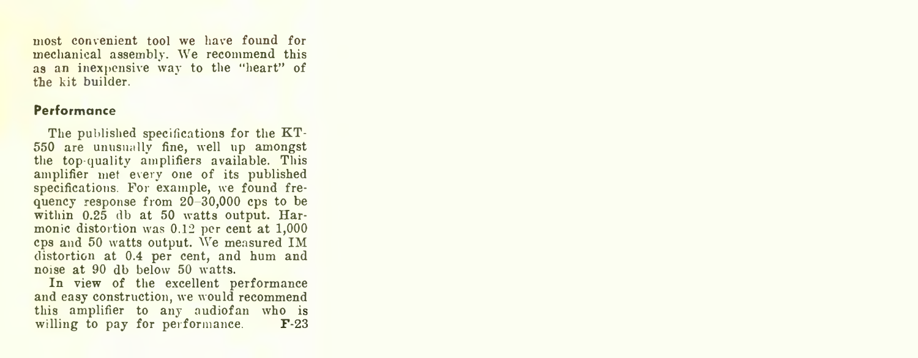most convenient tool we have found for mechanical assembly. We recommend this as an inexpensive way to the "heart" of the kit builder.

## Performance

The published specifications for the KT-550 are unusually fine, well up amongst the top-quality amplifiers available. This amplifier met every one of its published specifications. For example, we found frequency response from 20–30,000 cps to be within 0.25 db at 50 watts output. Harmonic distortion was 0.12 per cent at 1,000 cps and 50 watts output. We measured IM distortion at 0.4 per cent, and hum and noise at 90 db below 50 watts.

In view of the excellent performance and easy construction, we would recommend this amplifier to any audiofan who is willing to pay for performance. **F-23**